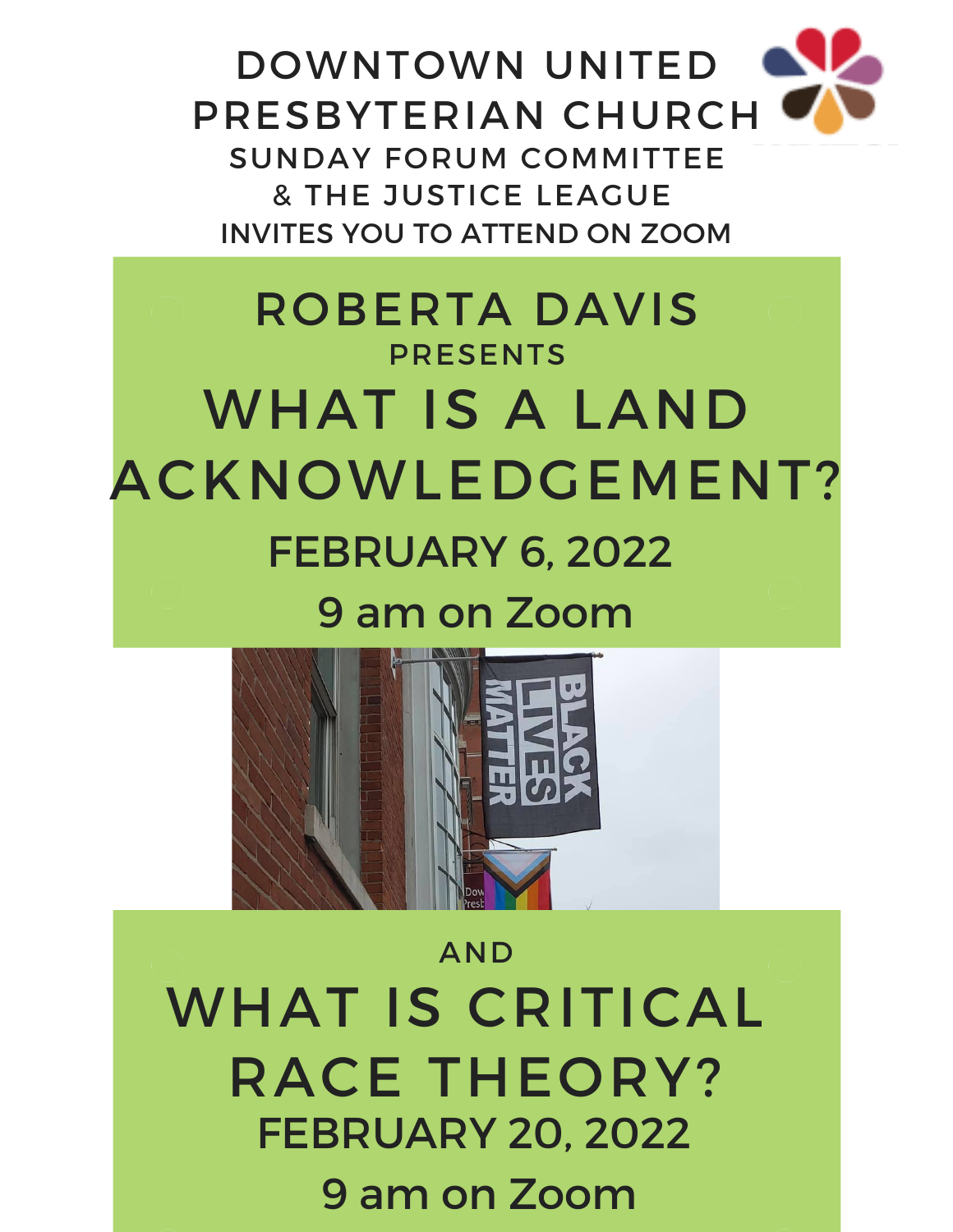# DOWNTOWN UNITED PRESBYTERIAN CHURCH

SUNDAY FORUM COMMITTEE
& THE JUSTICE LEAGUE
INVITES YOU TO ATTEND ON ZOOM

## ROBERTA DAVIS

PRESENTS

# WHAT IS A LAND ACKNOWLEDGEMENT?

**FEBRUARY 6, 2022**

**9 am on Zoom**

AND

# WHAT IS CRITICAL RACE THEORY?

**FEBRUARY 20, 2022**

**9 am on Zoom**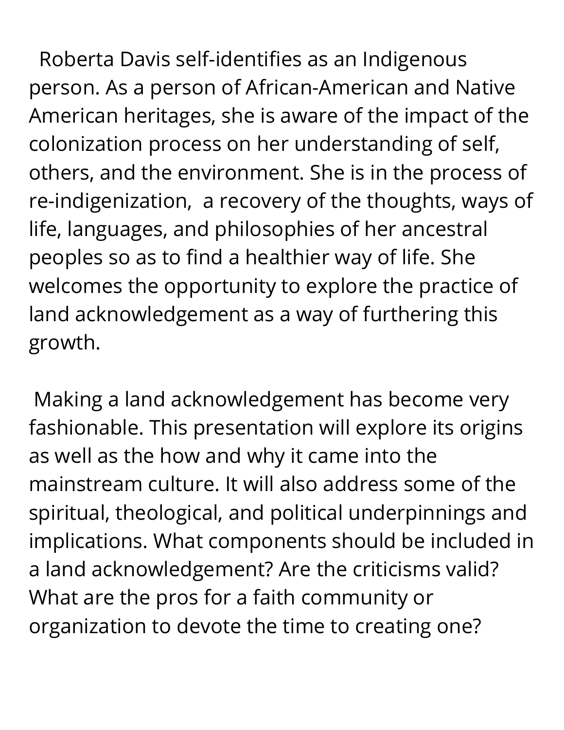Roberta Davis self-identifies as an Indigenous person. As a person of African-American and Native American heritages, she is aware of the impact of the colonization process on her understanding of self, others, and the environment. She is in the process of re-indigenization, a recovery of the thoughts, ways of life, languages, and philosophies of her ancestral peoples so as to find a healthier way of life. She welcomes the opportunity to explore the practice of land acknowledgement as a way of furthering this growth.

Making a land acknowledgement has become very fashionable. This presentation will explore its origins as well as the how and why it came into the mainstream culture. It will also address some of the spiritual, theological, and political underpinnings and implications. What components should be included in a land acknowledgement? Are the criticisms valid? What are the pros for a faith community or organization to devote the time to creating one?